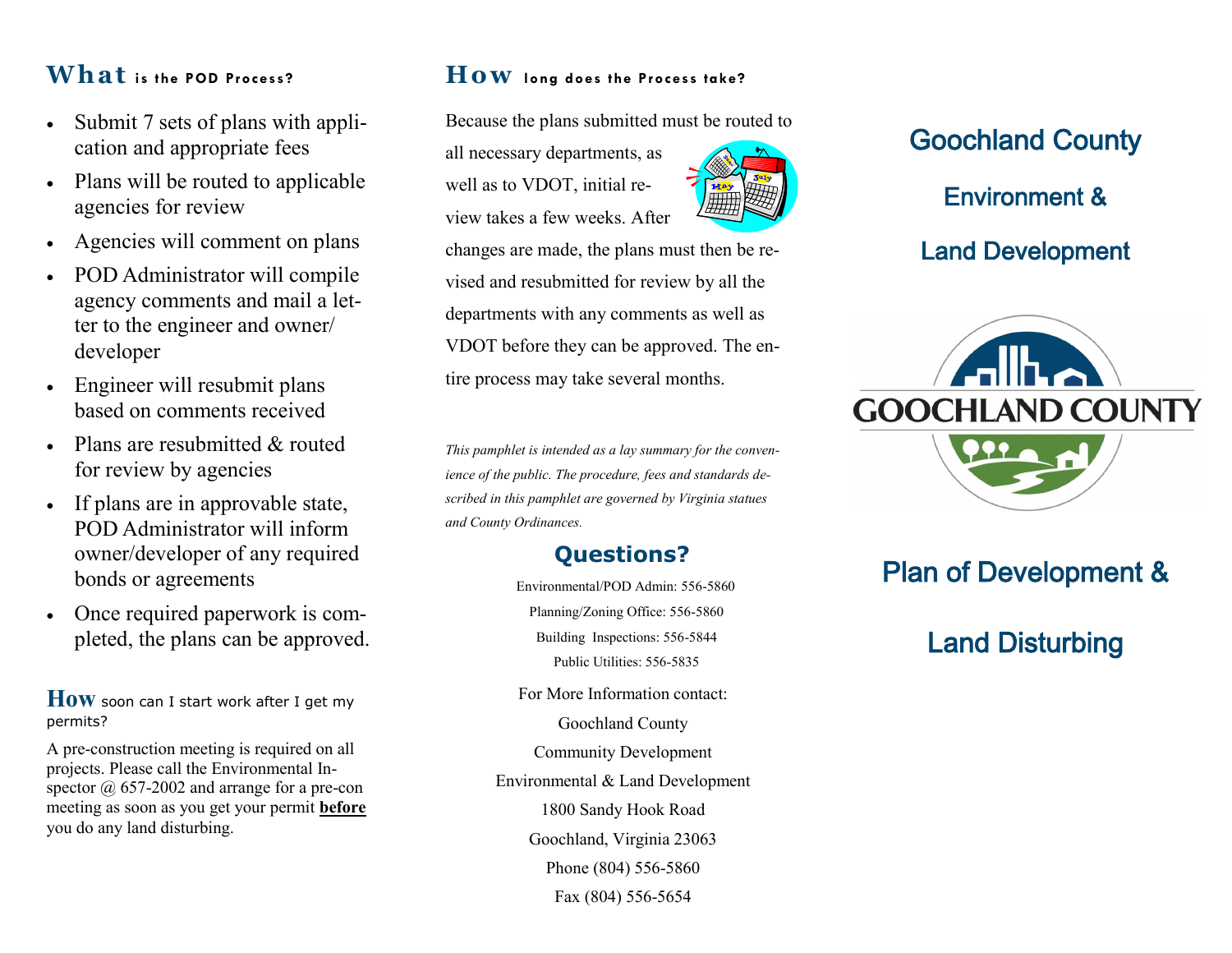## What is the POD Process?

- Submit 7 sets of plans with application and appropriate fees
- Plans will be routed to applicable agencies for review
- Agencies will comment on plans
- POD Administrator will compile agency comments and mail a letter to the engineer and owner/developer
- Engineer will resubmit plans based on comments received
- Plans are resubmitted & routed for review by agencies
- If plans are in approvable state, POD Administrator will inform owner/developer of any required bonds or agreements
- Once required paperwork is completed, the plans can be approved.

## How soon can I start work after I get my permits?

A pre-construction meeting is required on all projects. Please call the Environmental Inspector @ 657-2002 and arrange for a pre-con meeting as soon as you get your permit **before** you do any land disturbing.

## How long does the Process take?

Because the plans submitted must be routed to all necessary departments, as well as to VDOT, initial review takes a few weeks. After changes are made, the plans must then be revised and resubmitted for review by all the departments with any comments as well as VDOT before they can be approved. The entire process may take several months.

*This pamphlet is intended as a lay summary for the convenience of the public. The procedure, fees and standards described in this pamphlet are governed by Virginia statues and County Ordinances.*

## Questions?

Environmental/POD Admin: 556-5860
Planning/Zoning Office: 556-5860
Building Inspections: 556-5844
Public Utilities: 556-5835

For More Information contact:
Goochland County
Community Development
Environmental & Land Development
1800 Sandy Hook Road
Goochland, Virginia 23063
Phone (804) 556-5860
Fax (804) 556-5654

# Goochland County

## Environment & Land Development

GOOCHLAND COUNTY

# Plan of Development & Land Disturbing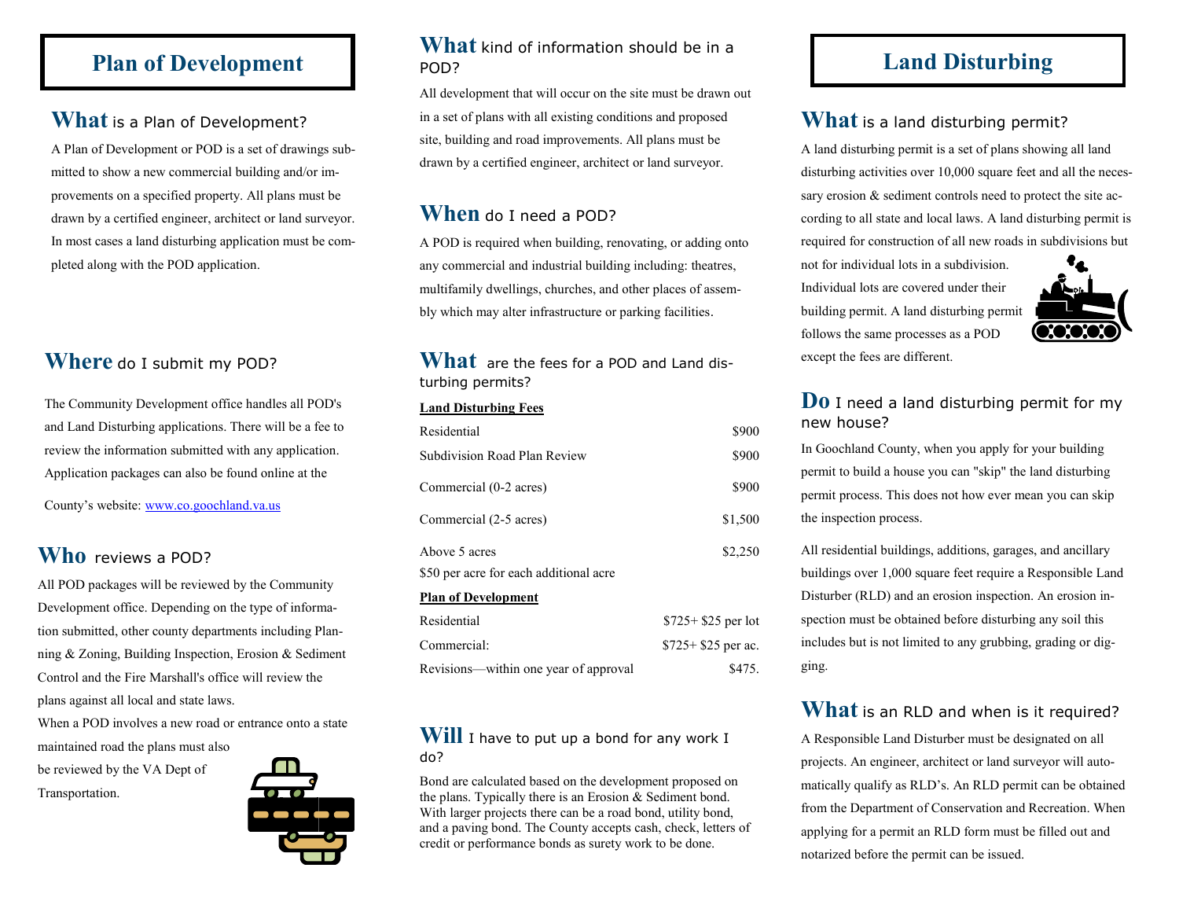# Plan of Development

## What is a Plan of Development?

A Plan of Development or POD is a set of drawings submitted to show a new commercial building and/or improvements on a specified property. All plans must be drawn by a certified engineer, architect or land surveyor. In most cases a land disturbing application must be completed along with the POD application.

## Where do I submit my POD?

The Community Development office handles all POD's and Land Disturbing applications. There will be a fee to review the information submitted with any application. Application packages can also be found online at the

County's website: [www.co.goochland.va.us](http://www.co.goochland.va.us)

## Who reviews a POD?

All POD packages will be reviewed by the Community Development office. Depending on the type of information submitted, other county departments including Planning & Zoning, Building Inspection, Erosion & Sediment Control and the Fire Marshall's office will review the plans against all local and state laws.

When a POD involves a new road or entrance onto a state maintained road the plans must also be reviewed by the VA Dept of Transportation.

## What kind of information should be in a POD?

All development that will occur on the site must be drawn out in a set of plans with all existing conditions and proposed site, building and road improvements. All plans must be drawn by a certified engineer, architect or land surveyor.

## When do I need a POD?

A POD is required when building, renovating, or adding onto any commercial and industrial building including: theatres, multifamily dwellings, churches, and other places of assembly which may alter infrastructure or parking facilities.

## What are the fees for a POD and Land disturbing permits?

| | |
|---|---|
| **Land Disturbing Fees** | |
| Residential | $900 |
| Subdivision Road Plan Review | $900 |
| Commercial (0-2 acres) | $900 |
| Commercial (2-5 acres) | $1,500 |
| Above 5 acres | $2,250 |
| $50 per acre for each additional acre | |
| **Plan of Development** | |
| Residential | $725+ $25 per lot |
| Commercial: | $725+ $25 per ac. |
| Revisions—within one year of approval | $475. |

## Will I have to put up a bond for any work I do?

Bond are calculated based on the development proposed on the plans. Typically there is an Erosion & Sediment bond. With larger projects there can be a road bond, utility bond, and a paving bond. The County accepts cash, check, letters of credit or performance bonds as surety work to be done.

# Land Disturbing

## What is a land disturbing permit?

A land disturbing permit is a set of plans showing all land disturbing activities over 10,000 square feet and all the necessary erosion & sediment controls need to protect the site according to all state and local laws. A land disturbing permit is required for construction of all new roads in subdivisions but not for individual lots in a subdivision. Individual lots are covered under their building permit. A land disturbing permit follows the same processes as a POD except the fees are different.

## Do I need a land disturbing permit for my new house?

In Goochland County, when you apply for your building permit to build a house you can "skip" the land disturbing permit process. This does not how ever mean you can skip the inspection process.

All residential buildings, additions, garages, and ancillary buildings over 1,000 square feet require a Responsible Land Disturber (RLD) and an erosion inspection. An erosion inspection must be obtained before disturbing any soil this includes but is not limited to any grubbing, grading or digging.

## What is an RLD and when is it required?

A Responsible Land Disturber must be designated on all projects. An engineer, architect or land surveyor will automatically qualify as RLD's. An RLD permit can be obtained from the Department of Conservation and Recreation. When applying for a permit an RLD form must be filled out and notarized before the permit can be issued.